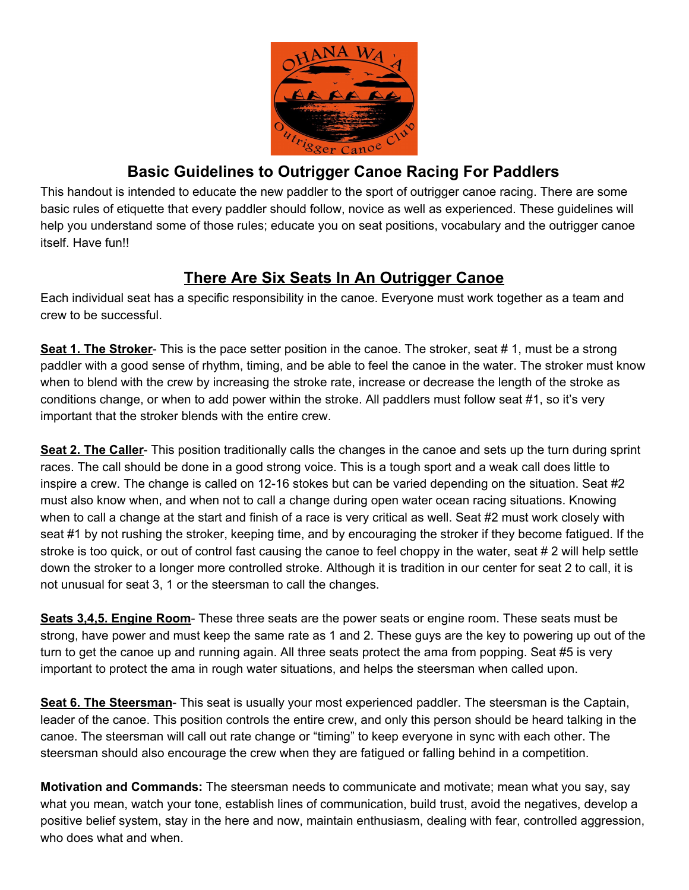# Basic Guidelines to Outrigger Canoe Racing For Paddlers

This handout is intended to educate the new paddler to the sport of outrigger canoe racing. There are some basic rules of etiquette that every paddler should follow, novice as well as experienced. These guidelines will help you understand some of those rules; educate you on seat positions, vocabulary and the outrigger canoe itself. Have fun!!

## There Are Six Seats In An Outrigger Canoe

Each individual seat has a specific responsibility in the canoe. Everyone must work together as a team and crew to be successful.

**Seat 1. The Stroker**- This is the pace setter position in the canoe. The stroker, seat # 1, must be a strong paddler with a good sense of rhythm, timing, and be able to feel the canoe in the water. The stroker must know when to blend with the crew by increasing the stroke rate, increase or decrease the length of the stroke as conditions change, or when to add power within the stroke. All paddlers must follow seat #1, so it's very important that the stroker blends with the entire crew.

**Seat 2. The Caller**- This position traditionally calls the changes in the canoe and sets up the turn during sprint races. The call should be done in a good strong voice. This is a tough sport and a weak call does little to inspire a crew. The change is called on 12-16 stokes but can be varied depending on the situation. Seat #2 must also know when, and when not to call a change during open water ocean racing situations. Knowing when to call a change at the start and finish of a race is very critical as well. Seat #2 must work closely with seat #1 by not rushing the stroker, keeping time, and by encouraging the stroker if they become fatigued. If the stroke is too quick, or out of control fast causing the canoe to feel choppy in the water, seat # 2 will help settle down the stroker to a longer more controlled stroke. Although it is tradition in our center for seat 2 to call, it is not unusual for seat 3, 1 or the steersman to call the changes.

**Seats 3,4,5. Engine Room**- These three seats are the power seats or engine room. These seats must be strong, have power and must keep the same rate as 1 and 2. These guys are the key to powering up out of the turn to get the canoe up and running again. All three seats protect the ama from popping. Seat #5 is very important to protect the ama in rough water situations, and helps the steersman when called upon.

**Seat 6. The Steersman**- This seat is usually your most experienced paddler. The steersman is the Captain, leader of the canoe. This position controls the entire crew, and only this person should be heard talking in the canoe. The steersman will call out rate change or "timing" to keep everyone in sync with each other. The steersman should also encourage the crew when they are fatigued or falling behind in a competition.

**Motivation and Commands:** The steersman needs to communicate and motivate; mean what you say, say what you mean, watch your tone, establish lines of communication, build trust, avoid the negatives, develop a positive belief system, stay in the here and now, maintain enthusiasm, dealing with fear, controlled aggression, who does what and when.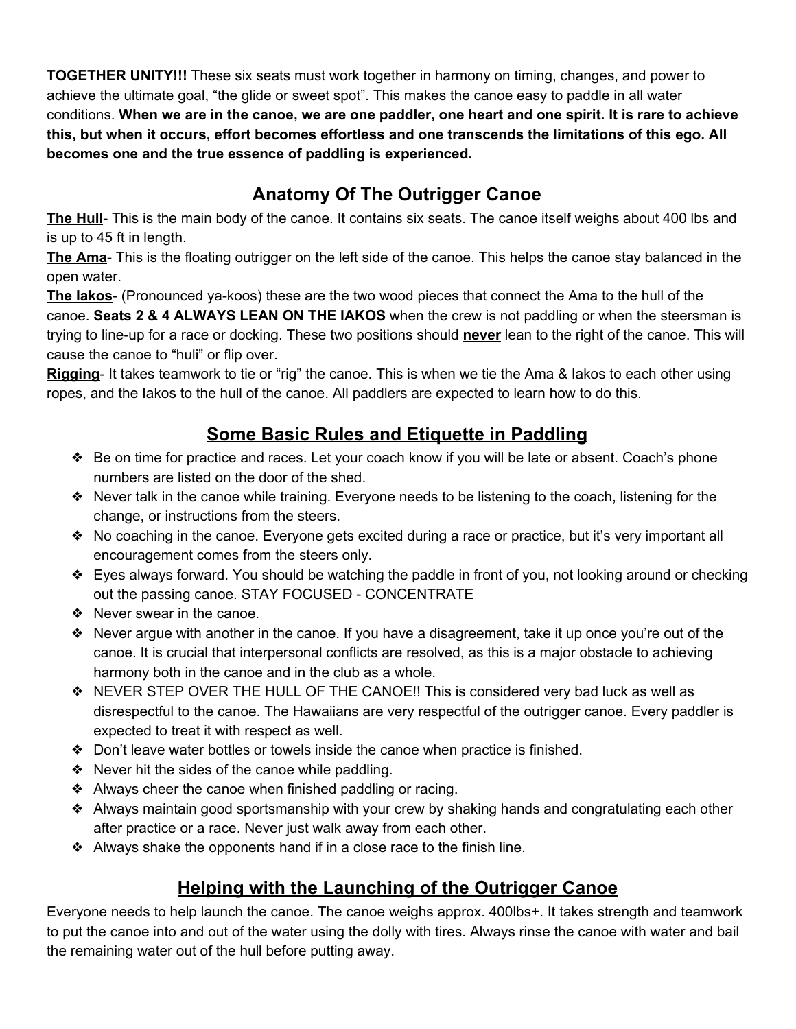**TOGETHER UNITY!!!** These six seats must work together in harmony on timing, changes, and power to achieve the ultimate goal, "the glide or sweet spot". This makes the canoe easy to paddle in all water conditions. **When we are in the canoe, we are one paddler, one heart and one spirit. It is rare to achieve this, but when it occurs, effort becomes effortless and one transcends the limitations of this ego. All becomes one and the true essence of paddling is experienced.**

## Anatomy Of The Outrigger Canoe

**The Hull**- This is the main body of the canoe. It contains six seats. The canoe itself weighs about 400 lbs and is up to 45 ft in length.

**The Ama**- This is the floating outrigger on the left side of the canoe. This helps the canoe stay balanced in the open water.

**The Iakos**- (Pronounced ya-koos) these are the two wood pieces that connect the Ama to the hull of the canoe. **Seats 2 & 4 ALWAYS LEAN ON THE IAKOS** when the crew is not paddling or when the steersman is trying to line-up for a race or docking. These two positions should **never** lean to the right of the canoe. This will cause the canoe to "huli" or flip over.

**Rigging**- It takes teamwork to tie or "rig" the canoe. This is when we tie the Ama & Iakos to each other using ropes, and the Iakos to the hull of the canoe. All paddlers are expected to learn how to do this.

## Some Basic Rules and Etiquette in Paddling

- Be on time for practice and races. Let your coach know if you will be late or absent. Coach's phone numbers are listed on the door of the shed.
- Never talk in the canoe while training. Everyone needs to be listening to the coach, listening for the change, or instructions from the steers.
- No coaching in the canoe. Everyone gets excited during a race or practice, but it's very important all encouragement comes from the steers only.
- Eyes always forward. You should be watching the paddle in front of you, not looking around or checking out the passing canoe. STAY FOCUSED - CONCENTRATE
- Never swear in the canoe.
- Never argue with another in the canoe. If you have a disagreement, take it up once you're out of the canoe. It is crucial that interpersonal conflicts are resolved, as this is a major obstacle to achieving harmony both in the canoe and in the club as a whole.
- NEVER STEP OVER THE HULL OF THE CANOE!! This is considered very bad luck as well as disrespectful to the canoe. The Hawaiians are very respectful of the outrigger canoe. Every paddler is expected to treat it with respect as well.
- Don't leave water bottles or towels inside the canoe when practice is finished.
- Never hit the sides of the canoe while paddling.
- Always cheer the canoe when finished paddling or racing.
- Always maintain good sportsmanship with your crew by shaking hands and congratulating each other after practice or a race. Never just walk away from each other.
- Always shake the opponents hand if in a close race to the finish line.

## Helping with the Launching of the Outrigger Canoe

Everyone needs to help launch the canoe. The canoe weighs approx. 400lbs+. It takes strength and teamwork to put the canoe into and out of the water using the dolly with tires. Always rinse the canoe with water and bail the remaining water out of the hull before putting away.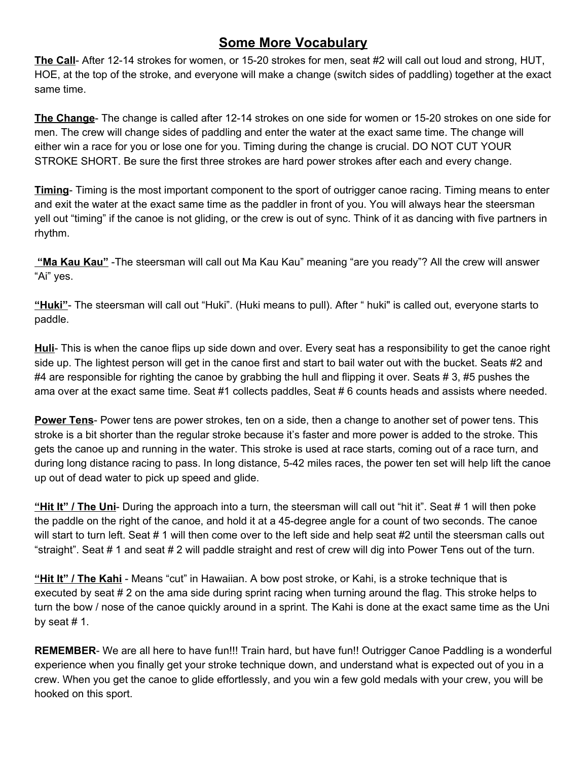## Some More Vocabulary

**The Call**- After 12-14 strokes for women, or 15-20 strokes for men, seat #2 will call out loud and strong, HUT, HOE, at the top of the stroke, and everyone will make a change (switch sides of paddling) together at the exact same time.

**The Change**- The change is called after 12-14 strokes on one side for women or 15-20 strokes on one side for men. The crew will change sides of paddling and enter the water at the exact same time. The change will either win a race for you or lose one for you. Timing during the change is crucial. DO NOT CUT YOUR STROKE SHORT. Be sure the first three strokes are hard power strokes after each and every change.

**Timing**- Timing is the most important component to the sport of outrigger canoe racing. Timing means to enter and exit the water at the exact same time as the paddler in front of you. You will always hear the steersman yell out "timing" if the canoe is not gliding, or the crew is out of sync. Think of it as dancing with five partners in rhythm.

**"Ma Kau Kau"** -The steersman will call out Ma Kau Kau" meaning "are you ready"? All the crew will answer "Ai" yes.

**"Huki"**- The steersman will call out "Huki". (Huki means to pull). After " huki" is called out, everyone starts to paddle.

**Huli**- This is when the canoe flips up side down and over. Every seat has a responsibility to get the canoe right side up. The lightest person will get in the canoe first and start to bail water out with the bucket. Seats #2 and #4 are responsible for righting the canoe by grabbing the hull and flipping it over. Seats # 3, #5 pushes the ama over at the exact same time. Seat #1 collects paddles, Seat # 6 counts heads and assists where needed.

**Power Tens**- Power tens are power strokes, ten on a side, then a change to another set of power tens. This stroke is a bit shorter than the regular stroke because it's faster and more power is added to the stroke. This gets the canoe up and running in the water. This stroke is used at race starts, coming out of a race turn, and during long distance racing to pass. In long distance, 5-42 miles races, the power ten set will help lift the canoe up out of dead water to pick up speed and glide.

**"Hit It" / The Uni**- During the approach into a turn, the steersman will call out "hit it". Seat # 1 will then poke the paddle on the right of the canoe, and hold it at a 45-degree angle for a count of two seconds. The canoe will start to turn left. Seat # 1 will then come over to the left side and help seat #2 until the steersman calls out "straight". Seat # 1 and seat # 2 will paddle straight and rest of crew will dig into Power Tens out of the turn.

**"Hit It" / The Kahi** - Means "cut" in Hawaiian. A bow post stroke, or Kahi, is a stroke technique that is executed by seat # 2 on the ama side during sprint racing when turning around the flag. This stroke helps to turn the bow / nose of the canoe quickly around in a sprint. The Kahi is done at the exact same time as the Uni by seat # 1.

**REMEMBER**- We are all here to have fun!!! Train hard, but have fun!! Outrigger Canoe Paddling is a wonderful experience when you finally get your stroke technique down, and understand what is expected out of you in a crew. When you get the canoe to glide effortlessly, and you win a few gold medals with your crew, you will be hooked on this sport.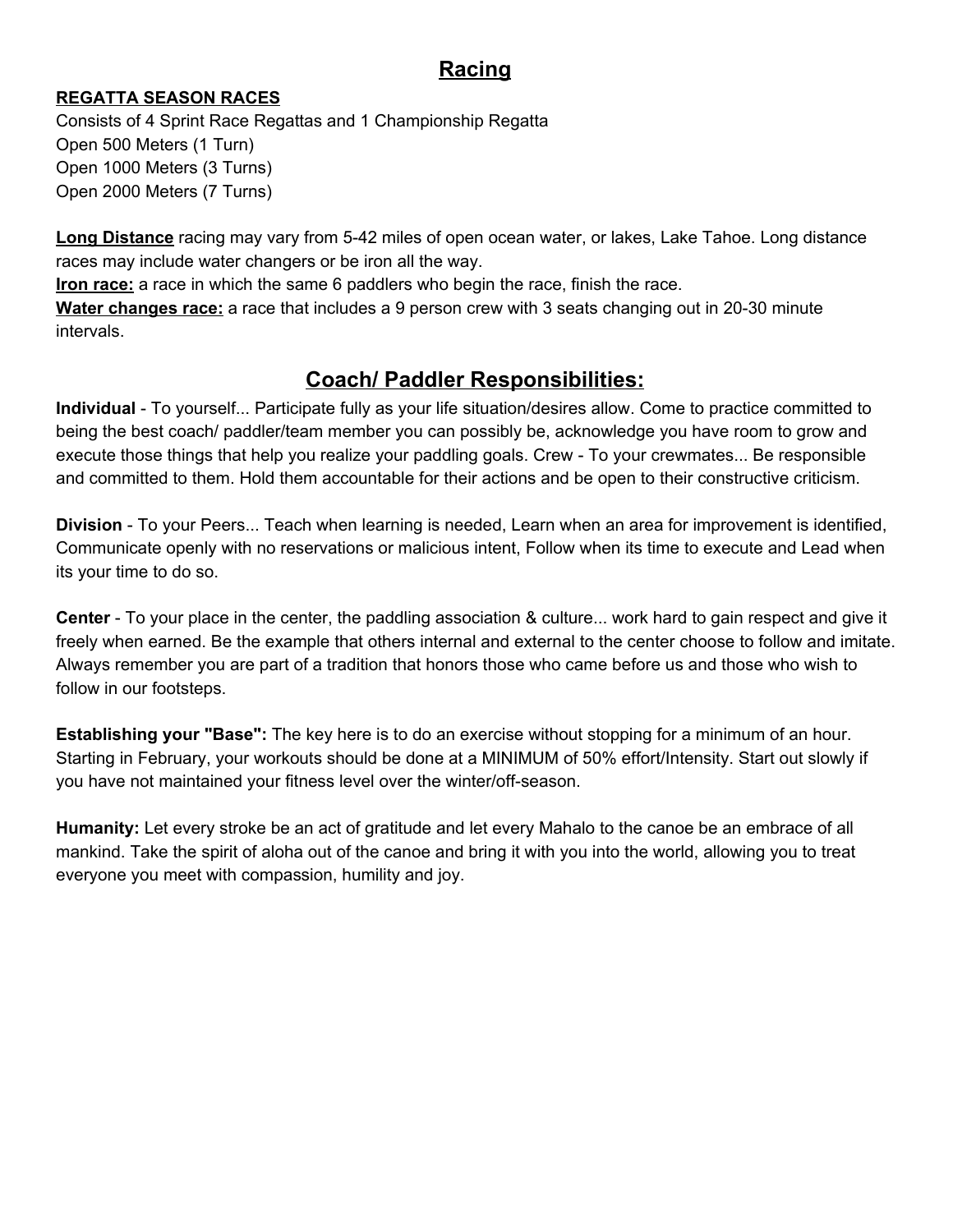# Racing

**REGATTA SEASON RACES**

Consists of 4 Sprint Race Regattas and 1 Championship Regatta
Open 500 Meters (1 Turn)
Open 1000 Meters (3 Turns)
Open 2000 Meters (7 Turns)

**Long Distance** racing may vary from 5-42 miles of open ocean water, or lakes, Lake Tahoe. Long distance races may include water changers or be iron all the way.
**Iron race:** a race in which the same 6 paddlers who begin the race, finish the race.
**Water changes race:** a race that includes a 9 person crew with 3 seats changing out in 20-30 minute intervals.

## Coach/ Paddler Responsibilities:

**Individual** - To yourself... Participate fully as your life situation/desires allow. Come to practice committed to being the best coach/ paddler/team member you can possibly be, acknowledge you have room to grow and execute those things that help you realize your paddling goals. Crew - To your crewmates... Be responsible and committed to them. Hold them accountable for their actions and be open to their constructive criticism.

**Division** - To your Peers... Teach when learning is needed, Learn when an area for improvement is identified, Communicate openly with no reservations or malicious intent, Follow when its time to execute and Lead when its your time to do so.

**Center** - To your place in the center, the paddling association & culture... work hard to gain respect and give it freely when earned. Be the example that others internal and external to the center choose to follow and imitate. Always remember you are part of a tradition that honors those who came before us and those who wish to follow in our footsteps.

**Establishing your "Base":** The key here is to do an exercise without stopping for a minimum of an hour. Starting in February, your workouts should be done at a MINIMUM of 50% effort/Intensity. Start out slowly if you have not maintained your fitness level over the winter/off-season.

**Humanity:** Let every stroke be an act of gratitude and let every Mahalo to the canoe be an embrace of all mankind. Take the spirit of aloha out of the canoe and bring it with you into the world, allowing you to treat everyone you meet with compassion, humility and joy.